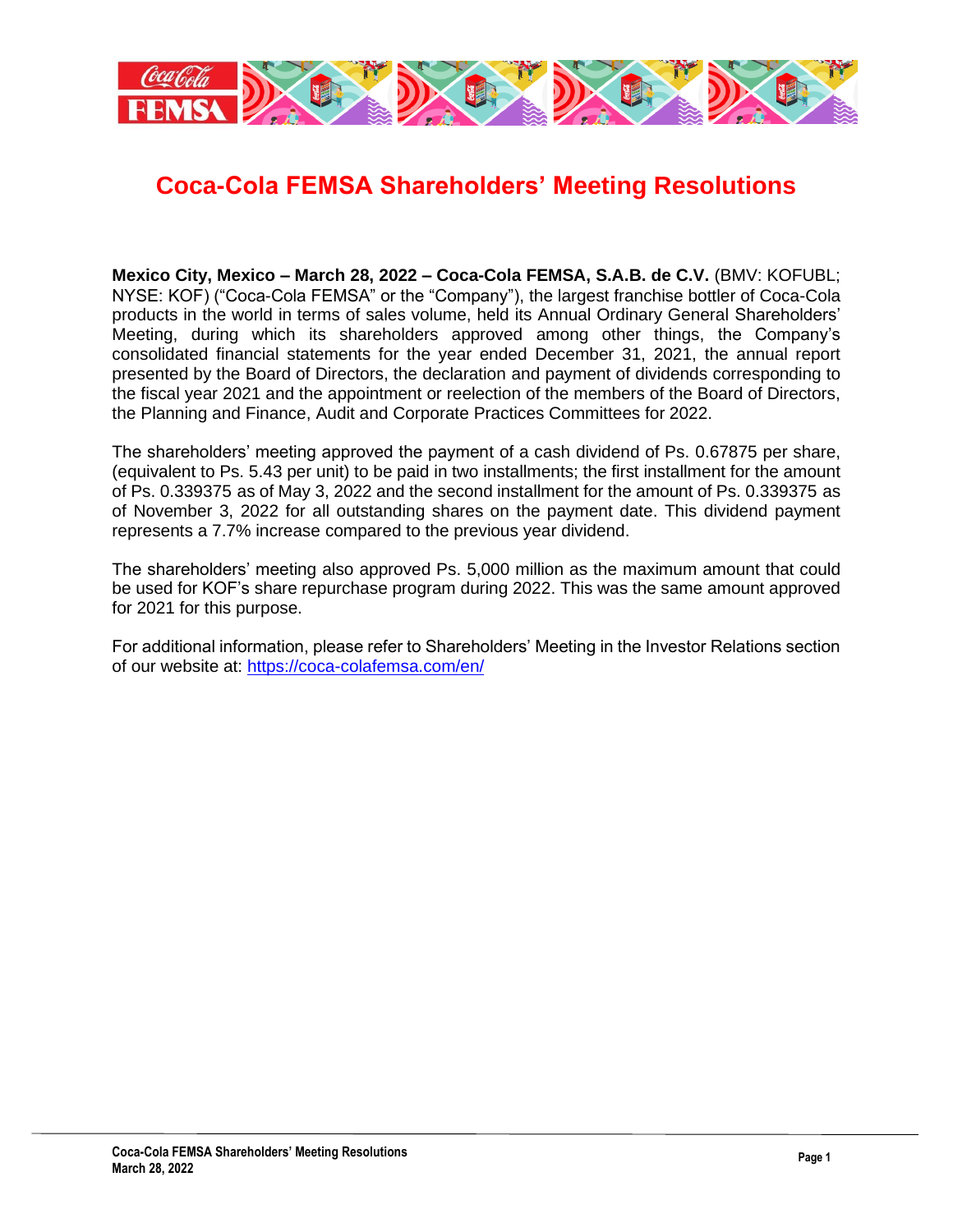# Coca-Cola FEMSA Shareholders' Meeting Resolutions

**Mexico City, Mexico – March 28, 2022 – Coca-Cola FEMSA, S.A.B. de C.V.** (BMV: KOFUBL; NYSE: KOF) ("Coca-Cola FEMSA" or the "Company"), the largest franchise bottler of Coca-Cola products in the world in terms of sales volume, held its Annual Ordinary General Shareholders' Meeting, during which its shareholders approved among other things, the Company's consolidated financial statements for the year ended December 31, 2021, the annual report presented by the Board of Directors, the declaration and payment of dividends corresponding to the fiscal year 2021 and the appointment or reelection of the members of the Board of Directors, the Planning and Finance, Audit and Corporate Practices Committees for 2022.

The shareholders' meeting approved the payment of a cash dividend of Ps. 0.67875 per share, (equivalent to Ps. 5.43 per unit) to be paid in two installments; the first installment for the amount of Ps. 0.339375 as of May 3, 2022 and the second installment for the amount of Ps. 0.339375 as of November 3, 2022 for all outstanding shares on the payment date. This dividend payment represents a 7.7% increase compared to the previous year dividend.

The shareholders' meeting also approved Ps. 5,000 million as the maximum amount that could be used for KOF's share repurchase program during 2022. This was the same amount approved for 2021 for this purpose.

For additional information, please refer to Shareholders' Meeting in the Investor Relations section of our website at: https://coca-colafemsa.com/en/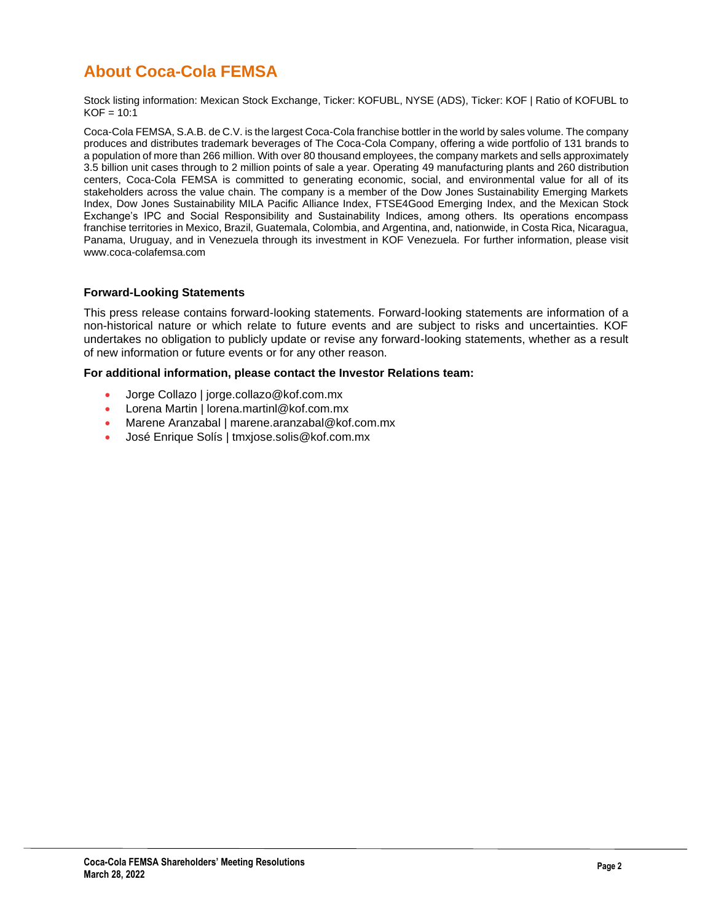# About Coca-Cola FEMSA

Stock listing information: Mexican Stock Exchange, Ticker: KOFUBL, NYSE (ADS), Ticker: KOF | Ratio of KOFUBL to KOF = 10:1

Coca-Cola FEMSA, S.A.B. de C.V. is the largest Coca-Cola franchise bottler in the world by sales volume. The company produces and distributes trademark beverages of The Coca-Cola Company, offering a wide portfolio of 131 brands to a population of more than 266 million. With over 80 thousand employees, the company markets and sells approximately 3.5 billion unit cases through to 2 million points of sale a year. Operating 49 manufacturing plants and 260 distribution centers, Coca-Cola FEMSA is committed to generating economic, social, and environmental value for all of its stakeholders across the value chain. The company is a member of the Dow Jones Sustainability Emerging Markets Index, Dow Jones Sustainability MILA Pacific Alliance Index, FTSE4Good Emerging Index, and the Mexican Stock Exchange's IPC and Social Responsibility and Sustainability Indices, among others. Its operations encompass franchise territories in Mexico, Brazil, Guatemala, Colombia, and Argentina, and, nationwide, in Costa Rica, Nicaragua, Panama, Uruguay, and in Venezuela through its investment in KOF Venezuela. For further information, please visit www.coca-colafemsa.com

### Forward-Looking Statements

This press release contains forward-looking statements. Forward-looking statements are information of a non-historical nature or which relate to future events and are subject to risks and uncertainties. KOF undertakes no obligation to publicly update or revise any forward-looking statements, whether as a result of new information or future events or for any other reason.

**For additional information, please contact the Investor Relations team:**

- Jorge Collazo | jorge.collazo@kof.com.mx
- Lorena Martin | lorena.martinl@kof.com.mx
- Marene Aranzabal | marene.aranzabal@kof.com.mx
- José Enrique Solís | tmxjose.solis@kof.com.mx